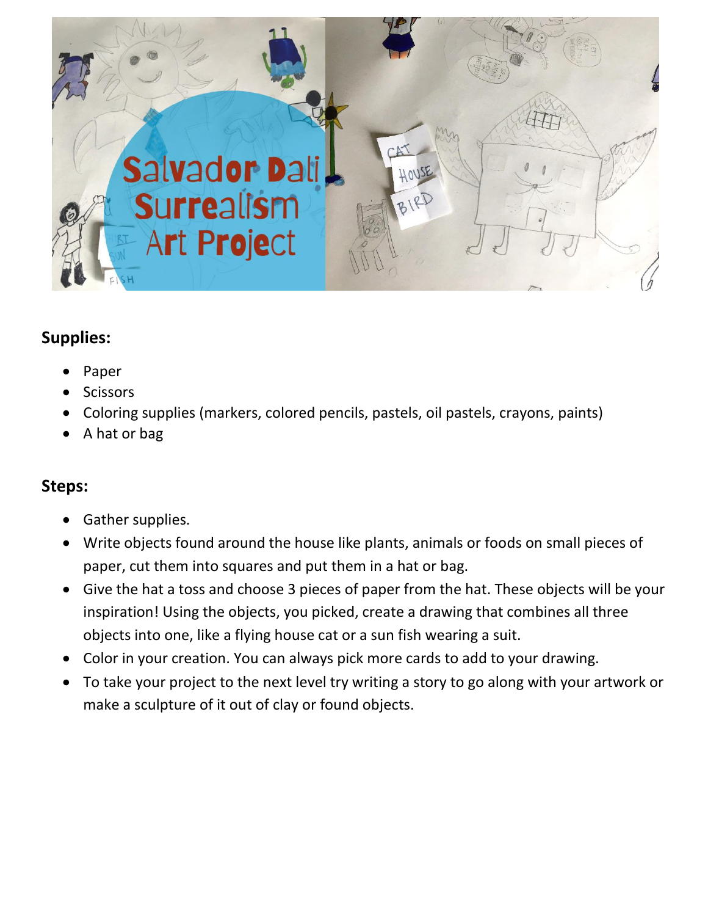# Salvador Dali Surrealism Art Project

## Supplies:

- Paper
- Scissors
- Coloring supplies (markers, colored pencils, pastels, oil pastels, crayons, paints)
- A hat or bag

## Steps:

- Gather supplies.
- Write objects found around the house like plants, animals or foods on small pieces of paper, cut them into squares and put them in a hat or bag.
- Give the hat a toss and choose 3 pieces of paper from the hat. These objects will be your inspiration! Using the objects, you picked, create a drawing that combines all three objects into one, like a flying house cat or a sun fish wearing a suit.
- Color in your creation. You can always pick more cards to add to your drawing.
- To take your project to the next level try writing a story to go along with your artwork or make a sculpture of it out of clay or found objects.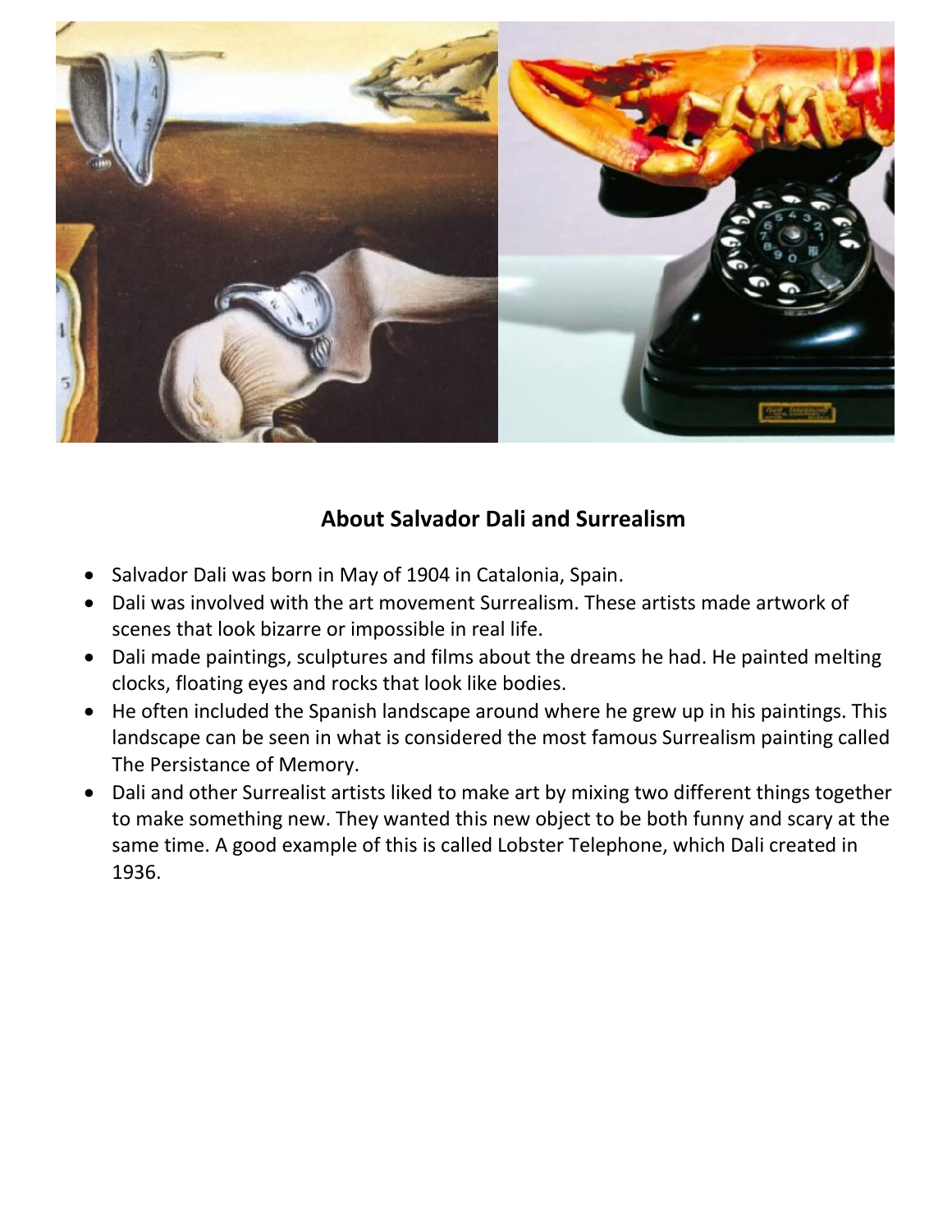## About Salvador Dali and Surrealism

- Salvador Dali was born in May of 1904 in Catalonia, Spain.
- Dali was involved with the art movement Surrealism. These artists made artwork of scenes that look bizarre or impossible in real life.
- Dali made paintings, sculptures and films about the dreams he had. He painted melting clocks, floating eyes and rocks that look like bodies.
- He often included the Spanish landscape around where he grew up in his paintings. This landscape can be seen in what is considered the most famous Surrealism painting called The Persistance of Memory.
- Dali and other Surrealist artists liked to make art by mixing two different things together to make something new. They wanted this new object to be both funny and scary at the same time. A good example of this is called Lobster Telephone, which Dali created in 1936.